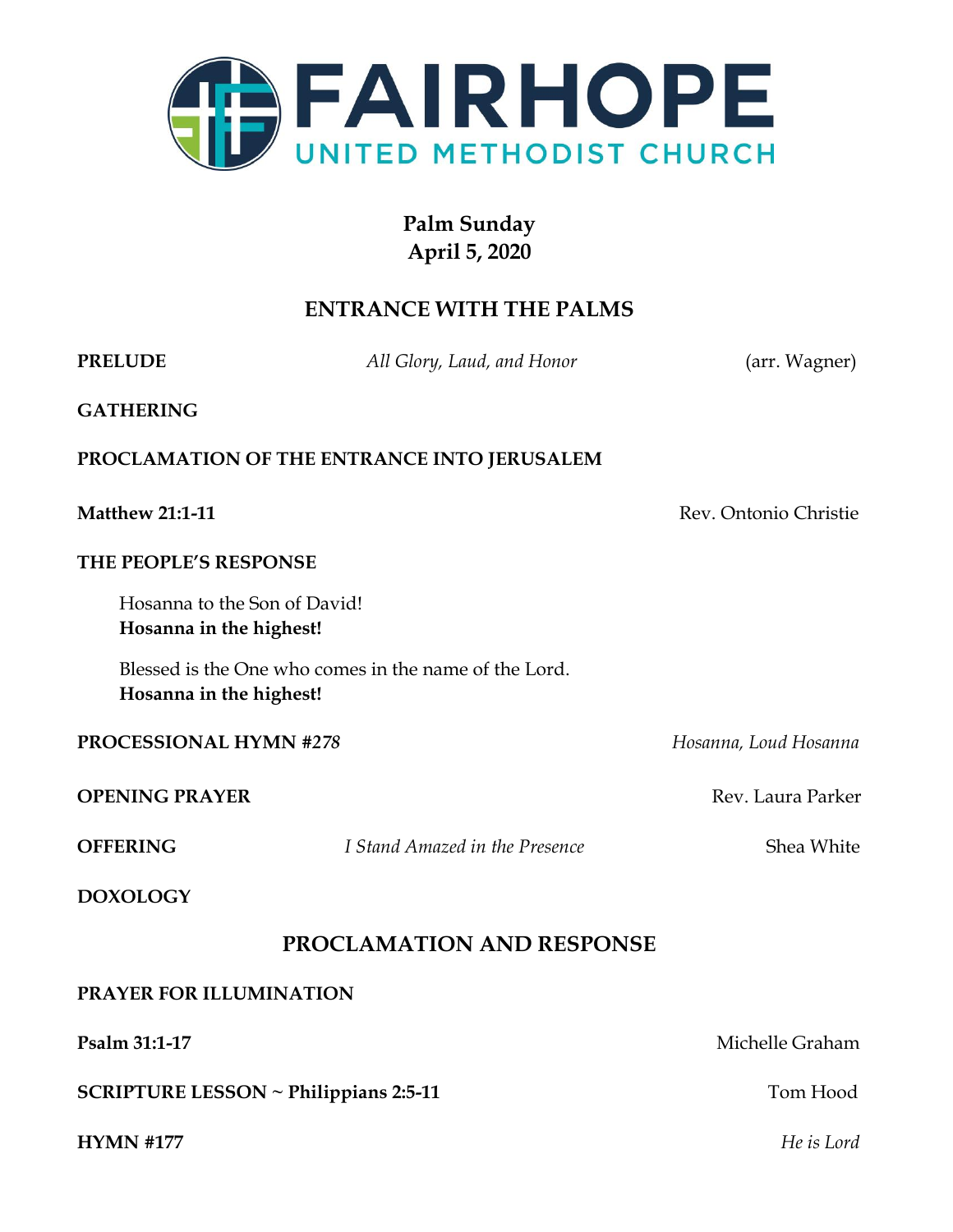# FAIRHOPE
UNITED METHODIST CHURCH

**Palm Sunday**
**April 5, 2020**

## ENTRANCE WITH THE PALMS

**PRELUDE** *All Glory, Laud, and Honor* (arr. Wagner)

**GATHERING**

**PROCLAMATION OF THE ENTRANCE INTO JERUSALEM**

**Matthew 21:1-11** Rev. Ontonio Christie

**THE PEOPLE'S RESPONSE**

Hosanna to the Son of David!
**Hosanna in the highest!**

Blessed is the One who comes in the name of the Lord.
**Hosanna in the highest!**

**PROCESSIONAL HYMN #278** *Hosanna, Loud Hosanna*

**OPENING PRAYER** Rev. Laura Parker

**OFFERING** *I Stand Amazed in the Presence* Shea White

**DOXOLOGY**

## PROCLAMATION AND RESPONSE

**PRAYER FOR ILLUMINATION**

**Psalm 31:1-17** Michelle Graham

**SCRIPTURE LESSON ~ Philippians 2:5-11** Tom Hood

**HYMN #177** *He is Lord*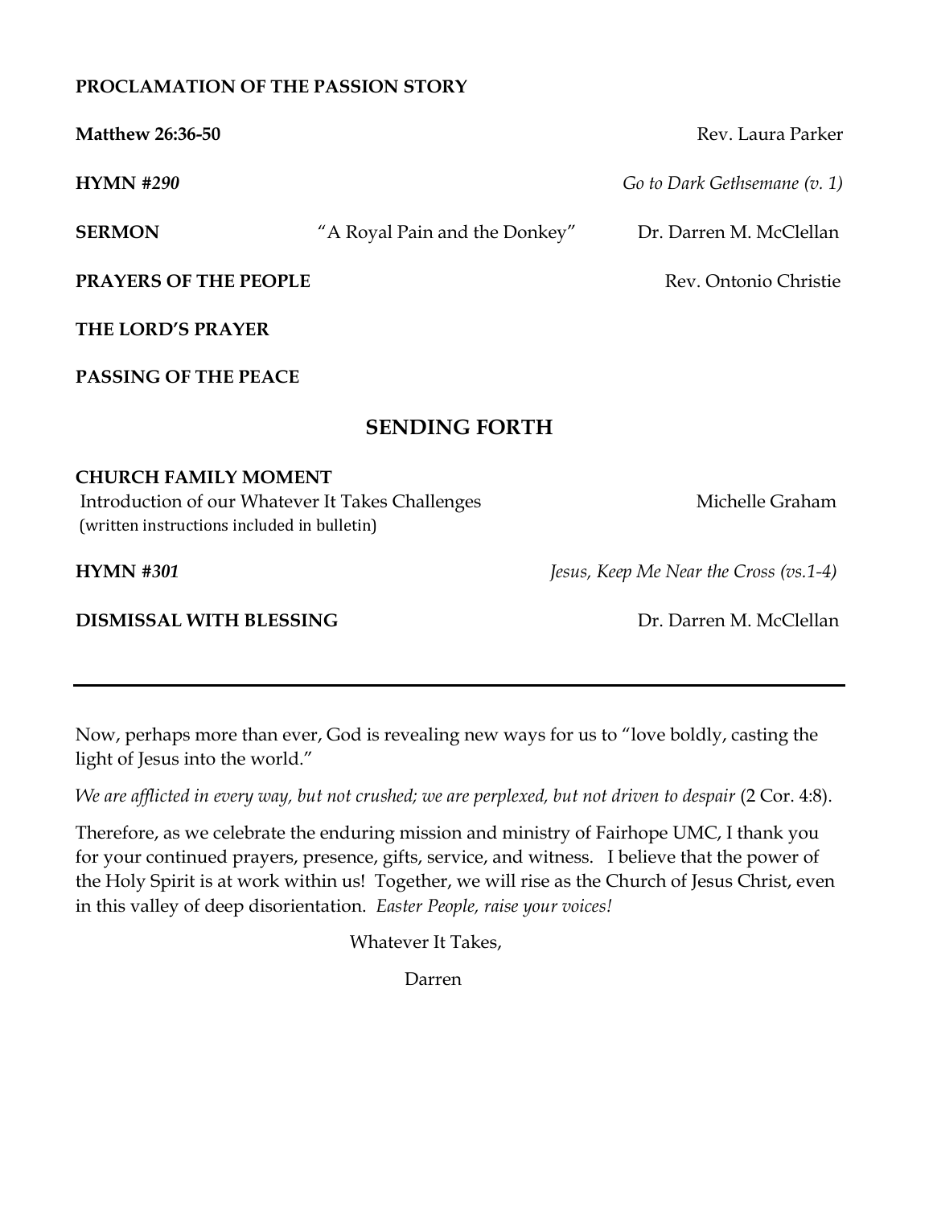**PROCLAMATION OF THE PASSION STORY**

**Matthew 26:36-50** Rev. Laura Parker

**HYMN #*290*** *Go to Dark Gethsemane (v. 1)*

**SERMON** "A Royal Pain and the Donkey" Dr. Darren M. McClellan

**PRAYERS OF THE PEOPLE** Rev. Ontonio Christie

**THE LORD'S PRAYER**

**PASSING OF THE PEACE**

## SENDING FORTH

**CHURCH FAMILY MOMENT**
Introduction of our Whatever It Takes Challenges Michelle Graham
(written instructions included in bulletin)

**HYMN #*301*** *Jesus, Keep Me Near the Cross (vs.1-4)*

**DISMISSAL WITH BLESSING** Dr. Darren M. McClellan

---

Now, perhaps more than ever, God is revealing new ways for us to "love boldly, casting the light of Jesus into the world."

*We are afflicted in every way, but not crushed; we are perplexed, but not driven to despair* (2 Cor. 4:8).

Therefore, as we celebrate the enduring mission and ministry of Fairhope UMC, I thank you for your continued prayers, presence, gifts, service, and witness. I believe that the power of the Holy Spirit is at work within us! Together, we will rise as the Church of Jesus Christ, even in this valley of deep disorientation. *Easter People, raise your voices!*

Whatever It Takes,

Darren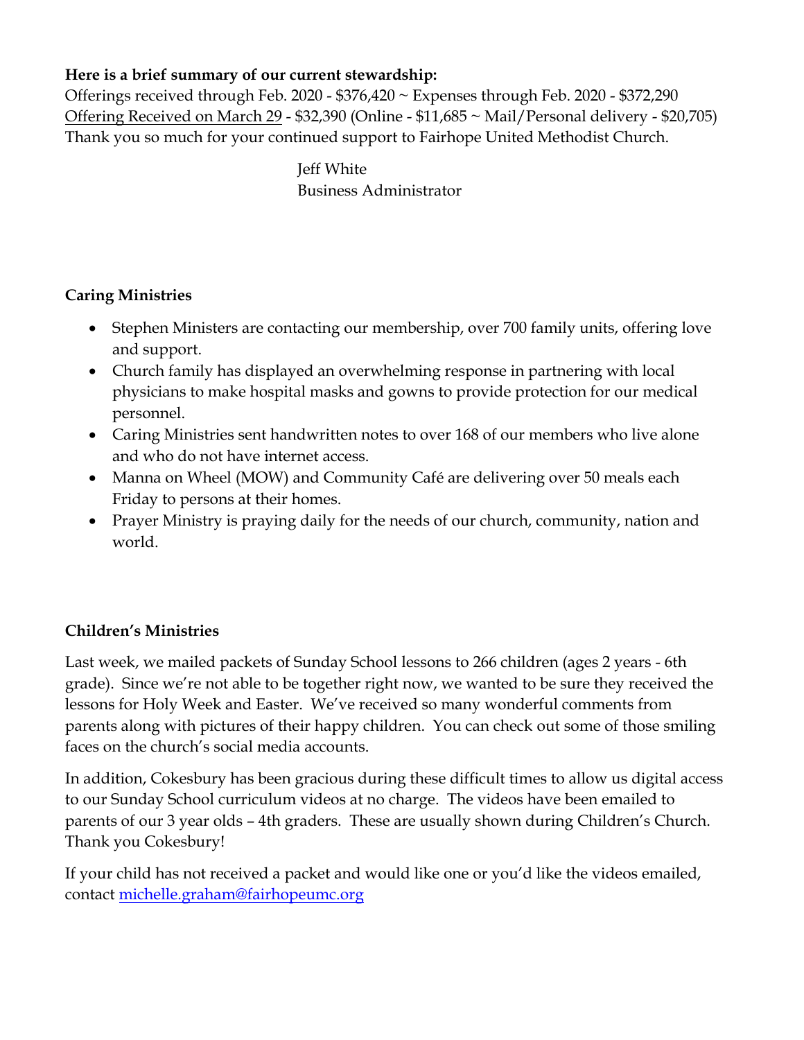**Here is a brief summary of our current stewardship:**

Offerings received through Feb. 2020 - $376,420 ~ Expenses through Feb. 2020 - $372,290

Offering Received on March 29 - $32,390 (Online - $11,685 ~ Mail/Personal delivery - $20,705)

Thank you so much for your continued support to Fairhope United Methodist Church.

Jeff White
Business Administrator

**Caring Ministries**

- Stephen Ministers are contacting our membership, over 700 family units, offering love and support.
- Church family has displayed an overwhelming response in partnering with local physicians to make hospital masks and gowns to provide protection for our medical personnel.
- Caring Ministries sent handwritten notes to over 168 of our members who live alone and who do not have internet access.
- Manna on Wheel (MOW) and Community Café are delivering over 50 meals each Friday to persons at their homes.
- Prayer Ministry is praying daily for the needs of our church, community, nation and world.

**Children's Ministries**

Last week, we mailed packets of Sunday School lessons to 266 children (ages 2 years - 6th grade). Since we're not able to be together right now, we wanted to be sure they received the lessons for Holy Week and Easter. We've received so many wonderful comments from parents along with pictures of their happy children. You can check out some of those smiling faces on the church's social media accounts.

In addition, Cokesbury has been gracious during these difficult times to allow us digital access to our Sunday School curriculum videos at no charge. The videos have been emailed to parents of our 3 year olds – 4th graders. These are usually shown during Children's Church. Thank you Cokesbury!

If your child has not received a packet and would like one or you'd like the videos emailed, contact michelle.graham@fairhopeumc.org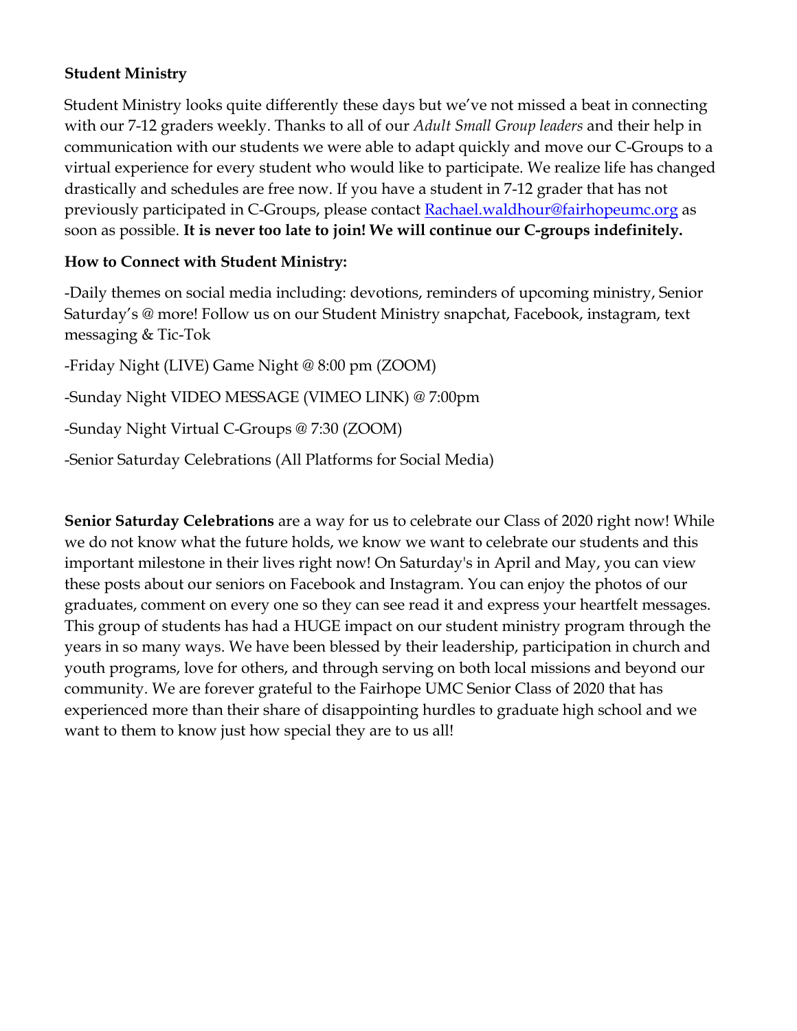**Student Ministry**

Student Ministry looks quite differently these days but we've not missed a beat in connecting with our 7-12 graders weekly. Thanks to all of our *Adult Small Group leaders* and their help in communication with our students we were able to adapt quickly and move our C-Groups to a virtual experience for every student who would like to participate. We realize life has changed drastically and schedules are free now. If you have a student in 7-12 grader that has not previously participated in C-Groups, please contact [Rachael.waldhour@fairhopeumc.org](mailto:Rachael.waldhour@fairhopeumc.org) as soon as possible. **It is never too late to join! We will continue our C-groups indefinitely.**

**How to Connect with Student Ministry:**

-Daily themes on social media including: devotions, reminders of upcoming ministry, Senior Saturday's @ more! Follow us on our Student Ministry snapchat, Facebook, instagram, text messaging & Tic-Tok

-Friday Night (LIVE) Game Night @ 8:00 pm (ZOOM)

-Sunday Night VIDEO MESSAGE (VIMEO LINK) @ 7:00pm

-Sunday Night Virtual C-Groups @ 7:30 (ZOOM)

-Senior Saturday Celebrations (All Platforms for Social Media)

**Senior Saturday Celebrations** are a way for us to celebrate our Class of 2020 right now! While we do not know what the future holds, we know we want to celebrate our students and this important milestone in their lives right now! On Saturday's in April and May, you can view these posts about our seniors on Facebook and Instagram. You can enjoy the photos of our graduates, comment on every one so they can see read it and express your heartfelt messages. This group of students has had a HUGE impact on our student ministry program through the years in so many ways. We have been blessed by their leadership, participation in church and youth programs, love for others, and through serving on both local missions and beyond our community. We are forever grateful to the Fairhope UMC Senior Class of 2020 that has experienced more than their share of disappointing hurdles to graduate high school and we want to them to know just how special they are to us all!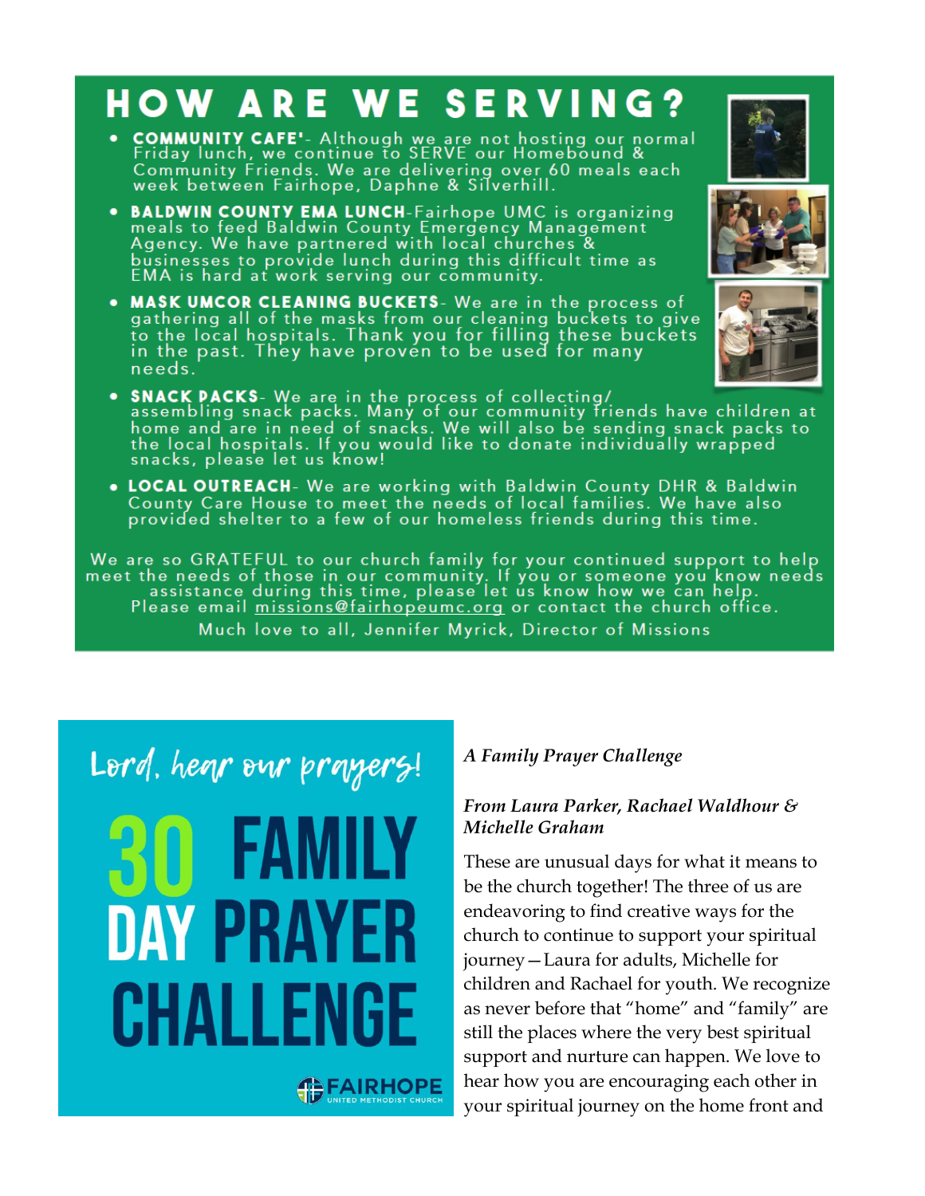# HOW ARE WE SERVING?

- **COMMUNITY CAFE'**- Although we are not hosting our normal Friday lunch, we continue to SERVE our Homebound & Community Friends. We are delivering over 60 meals each week between Fairhope, Daphne & Silverhill.
- **BALDWIN COUNTY EMA LUNCH**-Fairhope UMC is organizing meals to feed Baldwin County Emergency Management Agency. We have partnered with local churches & businesses to provide lunch during this difficult time as EMA is hard at work serving our community.
- **MASK UMCOR CLEANING BUCKETS**- We are in the process of gathering all of the masks from our cleaning buckets to give to the local hospitals. Thank you for filling these buckets in the past. They have proven to be used for many needs.
- **SNACK PACKS**- We are in the process of collecting/ assembling snack packs. Many of our community friends have children at home and are in need of snacks. We will also be sending snack packs to the local hospitals. If you would like to donate individually wrapped snacks, please let us know!
- **LOCAL OUTREACH**- We are working with Baldwin County DHR & Baldwin County Care House to meet the needs of local families. We have also provided shelter to a few of our homeless friends during this time.

We are so GRATEFUL to our church family for your continued support to help meet the needs of those in our community. If you or someone you know needs assistance during this time, please let us know how we can help. Please email missions@fairhopeumc.org or contact the church office.

Much love to all, Jennifer Myrick, Director of Missions

Lord, hear our prayers!

# 30 DAY FAMILY PRAYER CHALLENGE

FAIRHOPE UNITED METHODIST CHURCH

***A Family Prayer Challenge***

***From Laura Parker, Rachael Waldhour & Michelle Graham***

These are unusual days for what it means to be the church together! The three of us are endeavoring to find creative ways for the church to continue to support your spiritual journey—Laura for adults, Michelle for children and Rachael for youth. We recognize as never before that "home" and "family" are still the places where the very best spiritual support and nurture can happen. We love to hear how you are encouraging each other in your spiritual journey on the home front and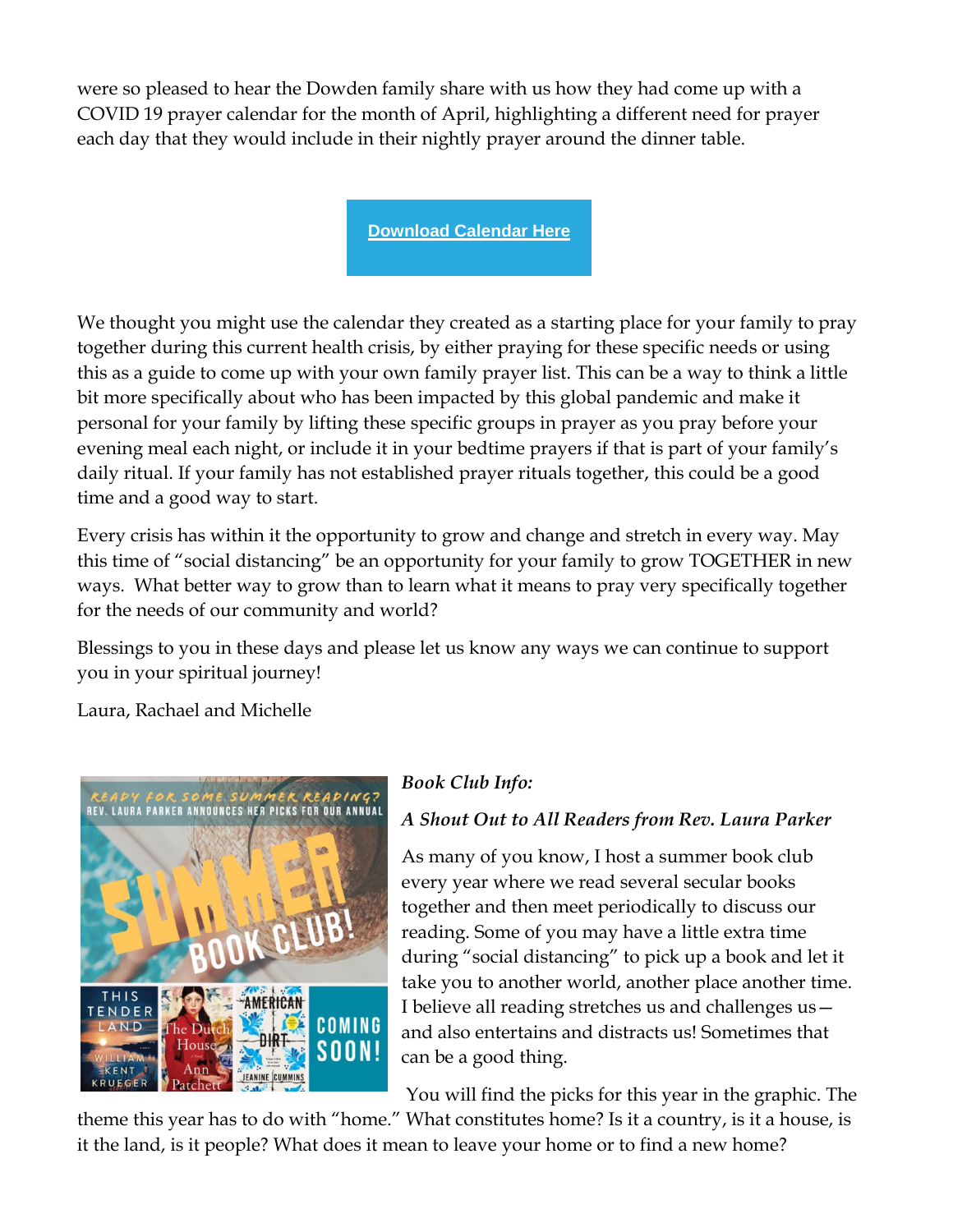were so pleased to hear the Dowden family share with us how they had come up with a COVID 19 prayer calendar for the month of April, highlighting a different need for prayer each day that they would include in their nightly prayer around the dinner table.

**Download Calendar Here**

We thought you might use the calendar they created as a starting place for your family to pray together during this current health crisis, by either praying for these specific needs or using this as a guide to come up with your own family prayer list. This can be a way to think a little bit more specifically about who has been impacted by this global pandemic and make it personal for your family by lifting these specific groups in prayer as you pray before your evening meal each night, or include it in your bedtime prayers if that is part of your family's daily ritual. If your family has not established prayer rituals together, this could be a good time and a good way to start.

Every crisis has within it the opportunity to grow and change and stretch in every way. May this time of "social distancing" be an opportunity for your family to grow TOGETHER in new ways. What better way to grow than to learn what it means to pray very specifically together for the needs of our community and world?

Blessings to you in these days and please let us know any ways we can continue to support you in your spiritual journey!

Laura, Rachael and Michelle

READY FOR SOME SUMMER READING?
REV. LAURA PARKER ANNOUNCES HER PICKS FOR OUR ANNUAL
SUMMER BOOK CLUB!
This Tender Land – William Kent Krueger
The Dutch House – Ann Patchett
American Dirt – Jeanine Cummins
COMING SOON!

***Book Club Info:***

***A Shout Out to All Readers from Rev. Laura Parker***

As many of you know, I host a summer book club every year where we read several secular books together and then meet periodically to discuss our reading. Some of you may have a little extra time during "social distancing" to pick up a book and let it take you to another world, another place another time. I believe all reading stretches us and challenges us—and also entertains and distracts us! Sometimes that can be a good thing.

You will find the picks for this year in the graphic. The theme this year has to do with "home." What constitutes home? Is it a country, is it a house, is it the land, is it people? What does it mean to leave your home or to find a new home?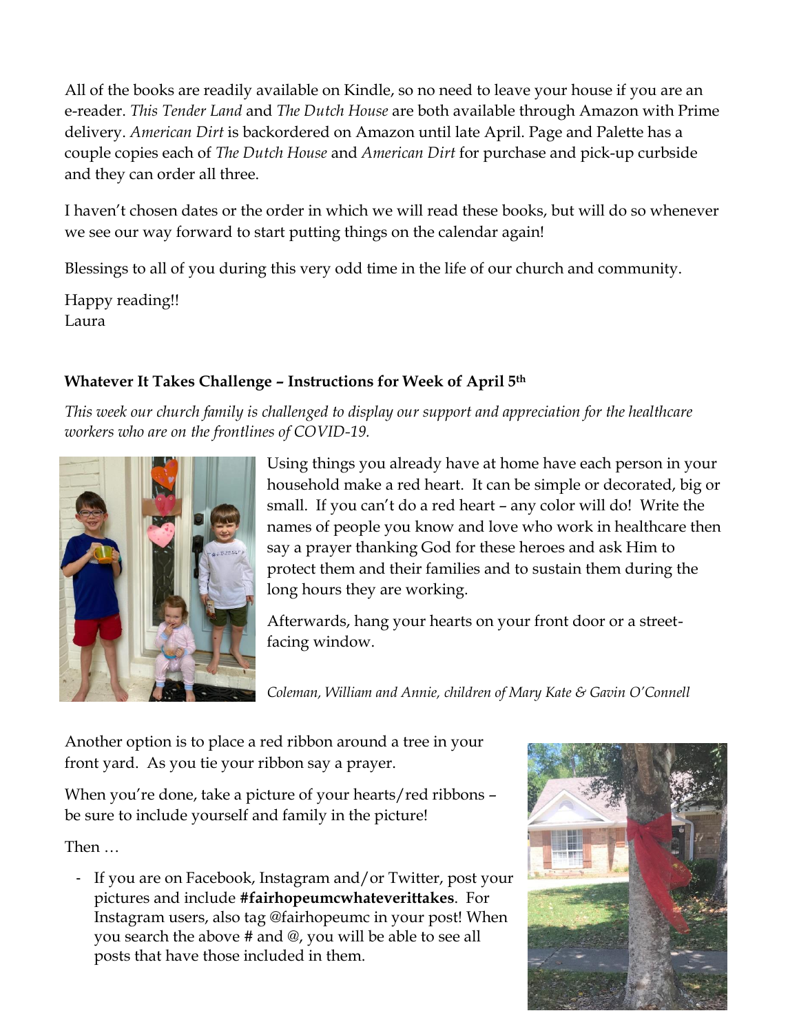All of the books are readily available on Kindle, so no need to leave your house if you are an e-reader. *This Tender Land* and *The Dutch House* are both available through Amazon with Prime delivery. *American Dirt* is backordered on Amazon until late April. Page and Palette has a couple copies each of *The Dutch House* and *American Dirt* for purchase and pick-up curbside and they can order all three.

I haven't chosen dates or the order in which we will read these books, but will do so whenever we see our way forward to start putting things on the calendar again!

Blessings to all of you during this very odd time in the life of our church and community.

Happy reading!!
Laura

### Whatever It Takes Challenge – Instructions for Week of April 5th

*This week our church family is challenged to display our support and appreciation for the healthcare workers who are on the frontlines of COVID-19.*

Using things you already have at home have each person in your household make a red heart. It can be simple or decorated, big or small. If you can't do a red heart – any color will do! Write the names of people you know and love who work in healthcare then say a prayer thanking God for these heroes and ask Him to protect them and their families and to sustain them during the long hours they are working.

Afterwards, hang your hearts on your front door or a street-facing window.

*Coleman, William and Annie, children of Mary Kate & Gavin O'Connell*

Another option is to place a red ribbon around a tree in your front yard. As you tie your ribbon say a prayer.

When you're done, take a picture of your hearts/red ribbons – be sure to include yourself and family in the picture!

Then …

- If you are on Facebook, Instagram and/or Twitter, post your pictures and include **#fairhopeumcwhateverittakes**. For Instagram users, also tag @fairhopeumc in your post! When you search the above # and @, you will be able to see all posts that have those included in them.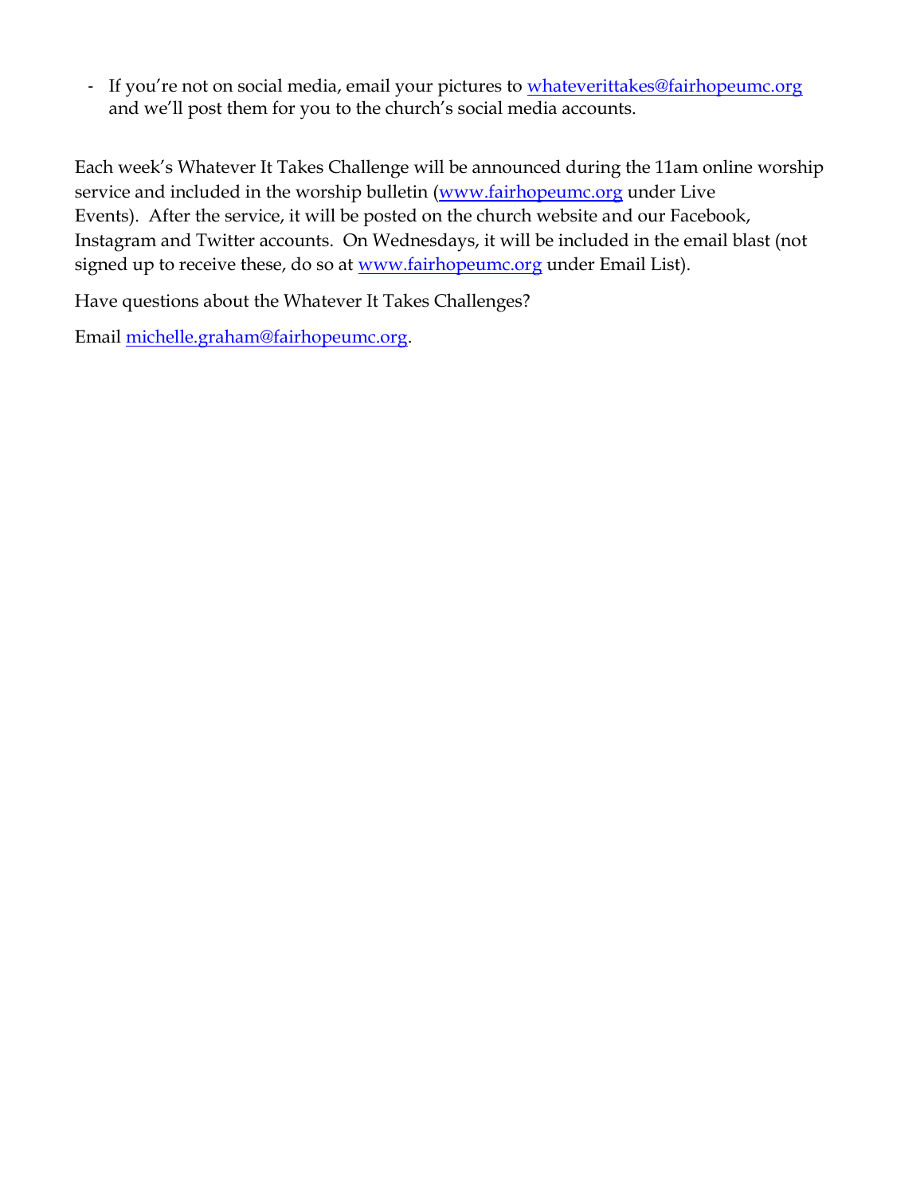- If you're not on social media, email your pictures to whateverittakes@fairhopeumc.org and we'll post them for you to the church's social media accounts.

Each week's Whatever It Takes Challenge will be announced during the 11am online worship service and included in the worship bulletin (www.fairhopeumc.org under Live Events). After the service, it will be posted on the church website and our Facebook, Instagram and Twitter accounts. On Wednesdays, it will be included in the email blast (not signed up to receive these, do so at www.fairhopeumc.org under Email List).

Have questions about the Whatever It Takes Challenges?

Email michelle.graham@fairhopeumc.org.